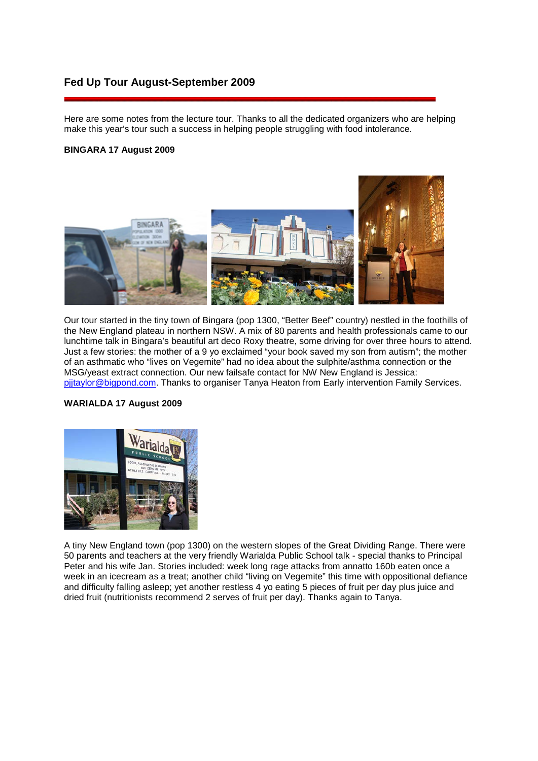## Fed Up Tour August-September 2009

Here are some notes from the lecture tour. Thanks to all the dedicated organizers who are helping make this year's tour such a success in helping people struggling with food intolerance.

**BINGARA 17 August 2009**

Our tour started in the tiny town of Bingara (pop 1300, "Better Beef" country) nestled in the foothills of the New England plateau in northern NSW. A mix of 80 parents and health professionals came to our lunchtime talk in Bingara's beautiful art deco Roxy theatre, some driving for over three hours to attend. Just a few stories: the mother of a 9 yo exclaimed "your book saved my son from autism"; the mother of an asthmatic who "lives on Vegemite" had no idea about the sulphite/asthma connection or the MSG/yeast extract connection. Our new failsafe contact for NW New England is Jessica: pjjtaylor@bigpond.com. Thanks to organiser Tanya Heaton from Early intervention Family Services.

**WARIALDA 17 August 2009**

A tiny New England town (pop 1300) on the western slopes of the Great Dividing Range. There were 50 parents and teachers at the very friendly Warialda Public School talk - special thanks to Principal Peter and his wife Jan. Stories included: week long rage attacks from annatto 160b eaten once a week in an icecream as a treat; another child "living on Vegemite" this time with oppositional defiance and difficulty falling asleep; yet another restless 4 yo eating 5 pieces of fruit per day plus juice and dried fruit (nutritionists recommend 2 serves of fruit per day). Thanks again to Tanya.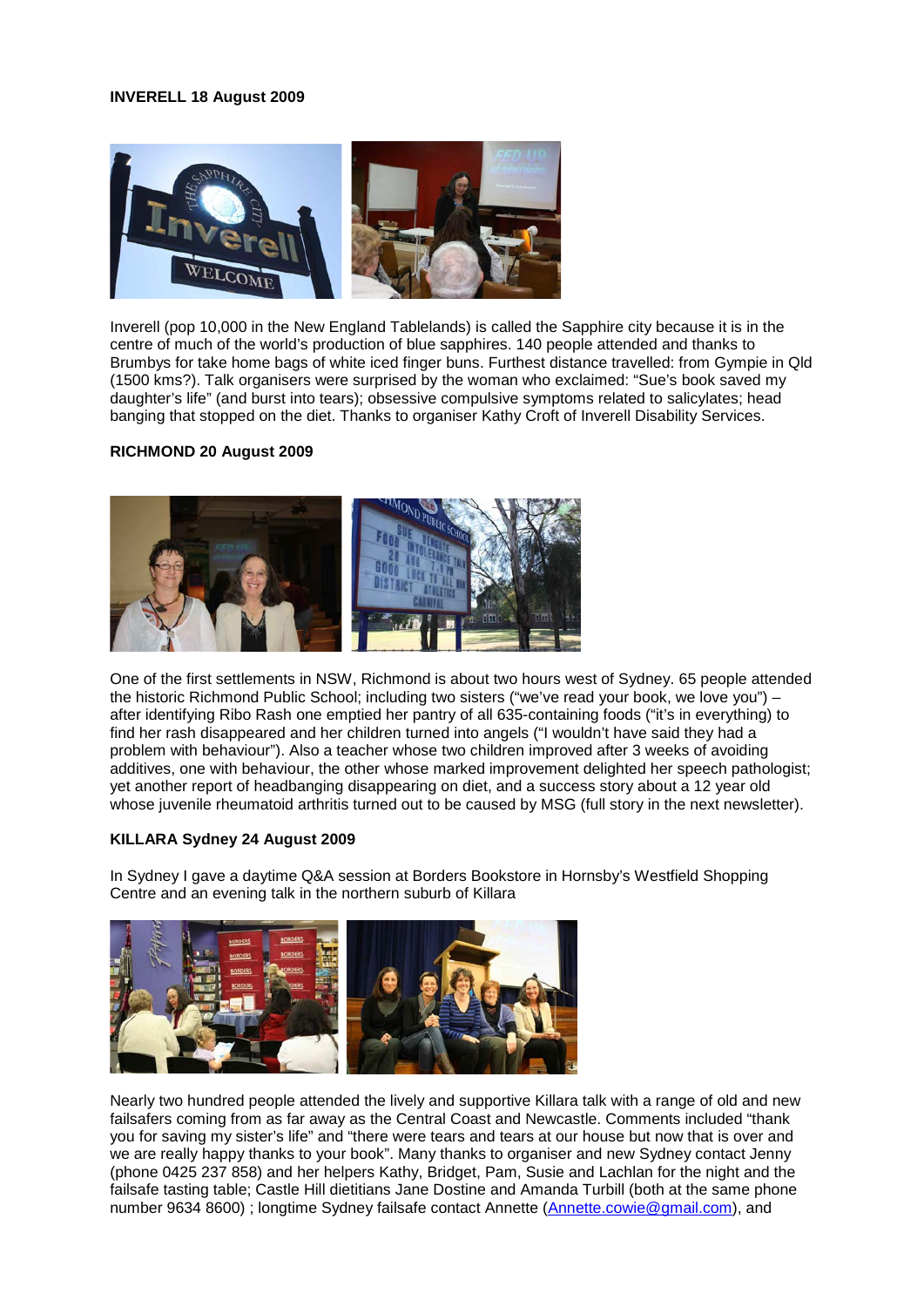**INVERELL 18 August 2009**

Inverell (pop 10,000 in the New England Tablelands) is called the Sapphire city because it is in the centre of much of the world's production of blue sapphires. 140 people attended and thanks to Brumbys for take home bags of white iced finger buns. Furthest distance travelled: from Gympie in Qld (1500 kms?). Talk organisers were surprised by the woman who exclaimed: "Sue's book saved my daughter's life" (and burst into tears); obsessive compulsive symptoms related to salicylates; head banging that stopped on the diet. Thanks to organiser Kathy Croft of Inverell Disability Services.

**RICHMOND 20 August 2009**

One of the first settlements in NSW, Richmond is about two hours west of Sydney. 65 people attended the historic Richmond Public School; including two sisters ("we've read your book, we love you") – after identifying Ribo Rash one emptied her pantry of all 635-containing foods ("it's in everything) to find her rash disappeared and her children turned into angels ("I wouldn't have said they had a problem with behaviour"). Also a teacher whose two children improved after 3 weeks of avoiding additives, one with behaviour, the other whose marked improvement delighted her speech pathologist; yet another report of headbanging disappearing on diet, and a success story about a 12 year old whose juvenile rheumatoid arthritis turned out to be caused by MSG (full story in the next newsletter).

**KILLARA Sydney 24 August 2009**

In Sydney I gave a daytime Q&A session at Borders Bookstore in Hornsby's Westfield Shopping Centre and an evening talk in the northern suburb of Killara

Nearly two hundred people attended the lively and supportive Killara talk with a range of old and new failsafers coming from as far away as the Central Coast and Newcastle. Comments included "thank you for saving my sister's life" and "there were tears and tears at our house but now that is over and we are really happy thanks to your book". Many thanks to organiser and new Sydney contact Jenny (phone 0425 237 858) and her helpers Kathy, Bridget, Pam, Susie and Lachlan for the night and the failsafe tasting table; Castle Hill dietitians Jane Dostine and Amanda Turbill (both at the same phone number 9634 8600) ; longtime Sydney failsafe contact Annette (Annette.cowie@gmail.com), and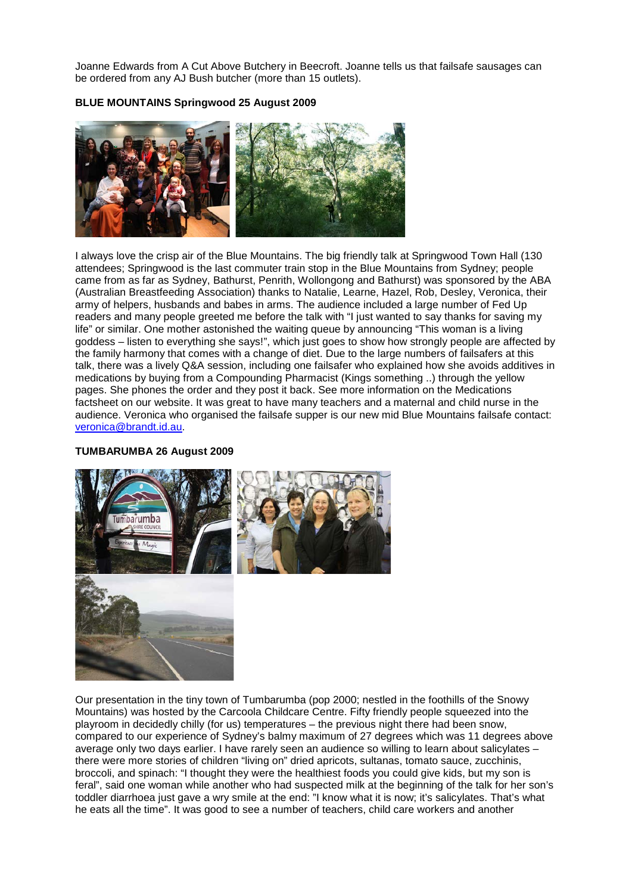Joanne Edwards from A Cut Above Butchery in Beecroft. Joanne tells us that failsafe sausages can be ordered from any AJ Bush butcher (more than 15 outlets).

**BLUE MOUNTAINS Springwood 25 August 2009**

I always love the crisp air of the Blue Mountains. The big friendly talk at Springwood Town Hall (130 attendees; Springwood is the last commuter train stop in the Blue Mountains from Sydney; people came from as far as Sydney, Bathurst, Penrith, Wollongong and Bathurst) was sponsored by the ABA (Australian Breastfeeding Association) thanks to Natalie, Learne, Hazel, Rob, Desley, Veronica, their army of helpers, husbands and babes in arms. The audience included a large number of Fed Up readers and many people greeted me before the talk with "I just wanted to say thanks for saving my life" or similar. One mother astonished the waiting queue by announcing "This woman is a living goddess – listen to everything she says!", which just goes to show how strongly people are affected by the family harmony that comes with a change of diet. Due to the large numbers of failsafers at this talk, there was a lively Q&A session, including one failsafer who explained how she avoids additives in medications by buying from a Compounding Pharmacist (Kings something ..) through the yellow pages. She phones the order and they post it back. See more information on the Medications factsheet on our website. It was great to have many teachers and a maternal and child nurse in the audience. Veronica who organised the failsafe supper is our new mid Blue Mountains failsafe contact: veronica@brandt.id.au.

**TUMBARUMBA 26 August 2009**

Our presentation in the tiny town of Tumbarumba (pop 2000; nestled in the foothills of the Snowy Mountains) was hosted by the Carcoola Childcare Centre. Fifty friendly people squeezed into the playroom in decidedly chilly (for us) temperatures – the previous night there had been snow, compared to our experience of Sydney's balmy maximum of 27 degrees which was 11 degrees above average only two days earlier. I have rarely seen an audience so willing to learn about salicylates – there were more stories of children "living on" dried apricots, sultanas, tomato sauce, zucchinis, broccoli, and spinach: "I thought they were the healthiest foods you could give kids, but my son is feral", said one woman while another who had suspected milk at the beginning of the talk for her son's toddler diarrhoea just gave a wry smile at the end: "I know what it is now; it's salicylates. That's what he eats all the time". It was good to see a number of teachers, child care workers and another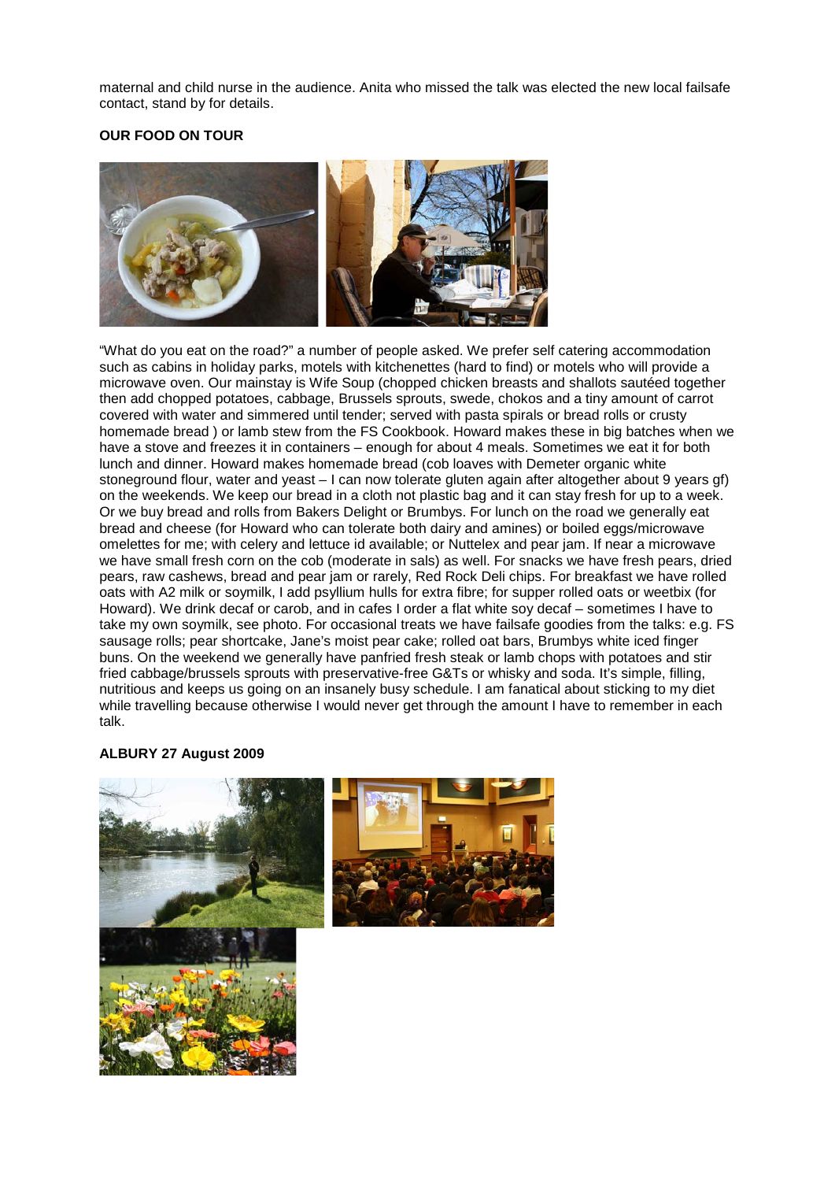maternal and child nurse in the audience. Anita who missed the talk was elected the new local failsafe contact, stand by for details.

**OUR FOOD ON TOUR**

"What do you eat on the road?" a number of people asked. We prefer self catering accommodation such as cabins in holiday parks, motels with kitchenettes (hard to find) or motels who will provide a microwave oven. Our mainstay is Wife Soup (chopped chicken breasts and shallots sautéed together then add chopped potatoes, cabbage, Brussels sprouts, swede, chokos and a tiny amount of carrot covered with water and simmered until tender; served with pasta spirals or bread rolls or crusty homemade bread ) or lamb stew from the FS Cookbook. Howard makes these in big batches when we have a stove and freezes it in containers – enough for about 4 meals. Sometimes we eat it for both lunch and dinner. Howard makes homemade bread (cob loaves with Demeter organic white stoneground flour, water and yeast – I can now tolerate gluten again after altogether about 9 years gf) on the weekends. We keep our bread in a cloth not plastic bag and it can stay fresh for up to a week. Or we buy bread and rolls from Bakers Delight or Brumbys. For lunch on the road we generally eat bread and cheese (for Howard who can tolerate both dairy and amines) or boiled eggs/microwave omelettes for me; with celery and lettuce id available; or Nuttelex and pear jam. If near a microwave we have small fresh corn on the cob (moderate in sals) as well. For snacks we have fresh pears, dried pears, raw cashews, bread and pear jam or rarely, Red Rock Deli chips. For breakfast we have rolled oats with A2 milk or soymilk, I add psyllium hulls for extra fibre; for supper rolled oats or weetbix (for Howard). We drink decaf or carob, and in cafes I order a flat white soy decaf – sometimes I have to take my own soymilk, see photo. For occasional treats we have failsafe goodies from the talks: e.g. FS sausage rolls; pear shortcake, Jane's moist pear cake; rolled oat bars, Brumbys white iced finger buns. On the weekend we generally have panfried fresh steak or lamb chops with potatoes and stir fried cabbage/brussels sprouts with preservative-free G&Ts or whisky and soda. It's simple, filling, nutritious and keeps us going on an insanely busy schedule. I am fanatical about sticking to my diet while travelling because otherwise I would never get through the amount I have to remember in each talk.

**ALBURY 27 August 2009**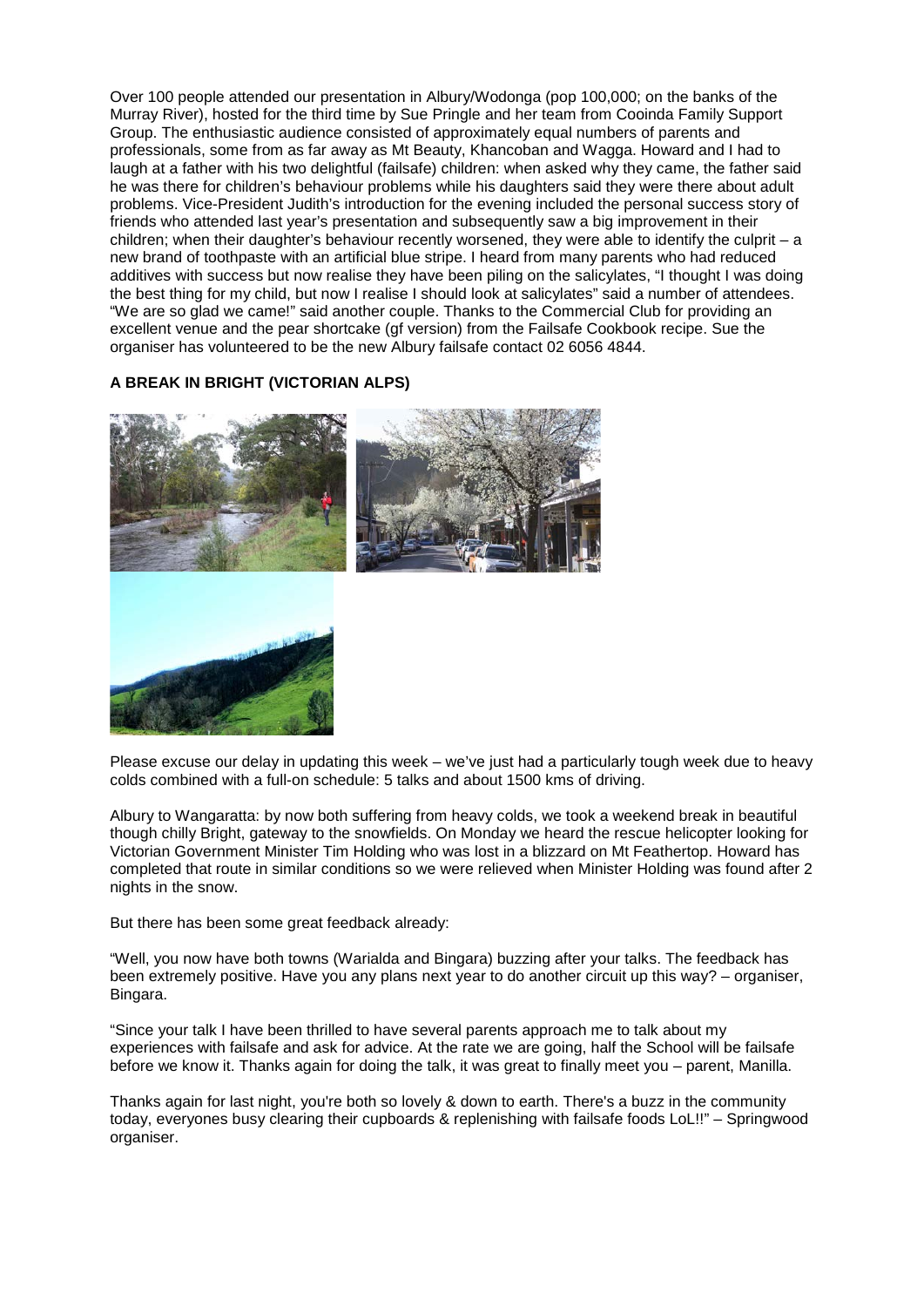Over 100 people attended our presentation in Albury/Wodonga (pop 100,000; on the banks of the Murray River), hosted for the third time by Sue Pringle and her team from Cooinda Family Support Group. The enthusiastic audience consisted of approximately equal numbers of parents and professionals, some from as far away as Mt Beauty, Khancoban and Wagga. Howard and I had to laugh at a father with his two delightful (failsafe) children: when asked why they came, the father said he was there for children's behaviour problems while his daughters said they were there about adult problems. Vice-President Judith's introduction for the evening included the personal success story of friends who attended last year's presentation and subsequently saw a big improvement in their children; when their daughter's behaviour recently worsened, they were able to identify the culprit – a new brand of toothpaste with an artificial blue stripe. I heard from many parents who had reduced additives with success but now realise they have been piling on the salicylates, "I thought I was doing the best thing for my child, but now I realise I should look at salicylates" said a number of attendees. "We are so glad we came!" said another couple. Thanks to the Commercial Club for providing an excellent venue and the pear shortcake (gf version) from the Failsafe Cookbook recipe. Sue the organiser has volunteered to be the new Albury failsafe contact 02 6056 4844.

**A BREAK IN BRIGHT (VICTORIAN ALPS)**

Please excuse our delay in updating this week – we've just had a particularly tough week due to heavy colds combined with a full-on schedule: 5 talks and about 1500 kms of driving.

Albury to Wangaratta: by now both suffering from heavy colds, we took a weekend break in beautiful though chilly Bright, gateway to the snowfields. On Monday we heard the rescue helicopter looking for Victorian Government Minister Tim Holding who was lost in a blizzard on Mt Feathertop. Howard has completed that route in similar conditions so we were relieved when Minister Holding was found after 2 nights in the snow.

But there has been some great feedback already:

"Well, you now have both towns (Warialda and Bingara) buzzing after your talks. The feedback has been extremely positive. Have you any plans next year to do another circuit up this way? – organiser, Bingara.

"Since your talk I have been thrilled to have several parents approach me to talk about my experiences with failsafe and ask for advice. At the rate we are going, half the School will be failsafe before we know it. Thanks again for doing the talk, it was great to finally meet you – parent, Manilla.

Thanks again for last night, you're both so lovely & down to earth. There's a buzz in the community today, everyones busy clearing their cupboards & replenishing with failsafe foods LoL!!" – Springwood organiser.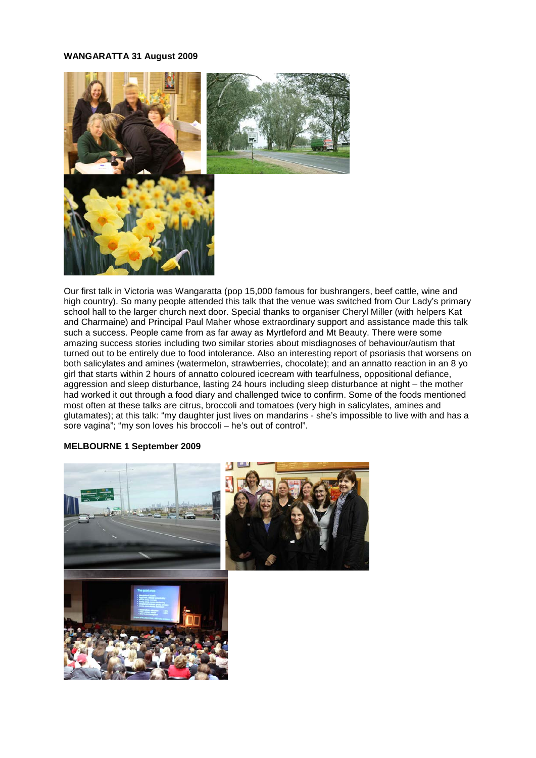**WANGARATTA 31 August 2009**

Our first talk in Victoria was Wangaratta (pop 15,000 famous for bushrangers, beef cattle, wine and high country). So many people attended this talk that the venue was switched from Our Lady's primary school hall to the larger church next door. Special thanks to organiser Cheryl Miller (with helpers Kat and Charmaine) and Principal Paul Maher whose extraordinary support and assistance made this talk such a success. People came from as far away as Myrtleford and Mt Beauty. There were some amazing success stories including two similar stories about misdiagnoses of behaviour/autism that turned out to be entirely due to food intolerance. Also an interesting report of psoriasis that worsens on both salicylates and amines (watermelon, strawberries, chocolate); and an annatto reaction in an 8 yo girl that starts within 2 hours of annatto coloured icecream with tearfulness, oppositional defiance, aggression and sleep disturbance, lasting 24 hours including sleep disturbance at night – the mother had worked it out through a food diary and challenged twice to confirm. Some of the foods mentioned most often at these talks are citrus, broccoli and tomatoes (very high in salicylates, amines and glutamates); at this talk: "my daughter just lives on mandarins - she's impossible to live with and has a sore vagina"; "my son loves his broccoli – he's out of control".

**MELBOURNE 1 September 2009**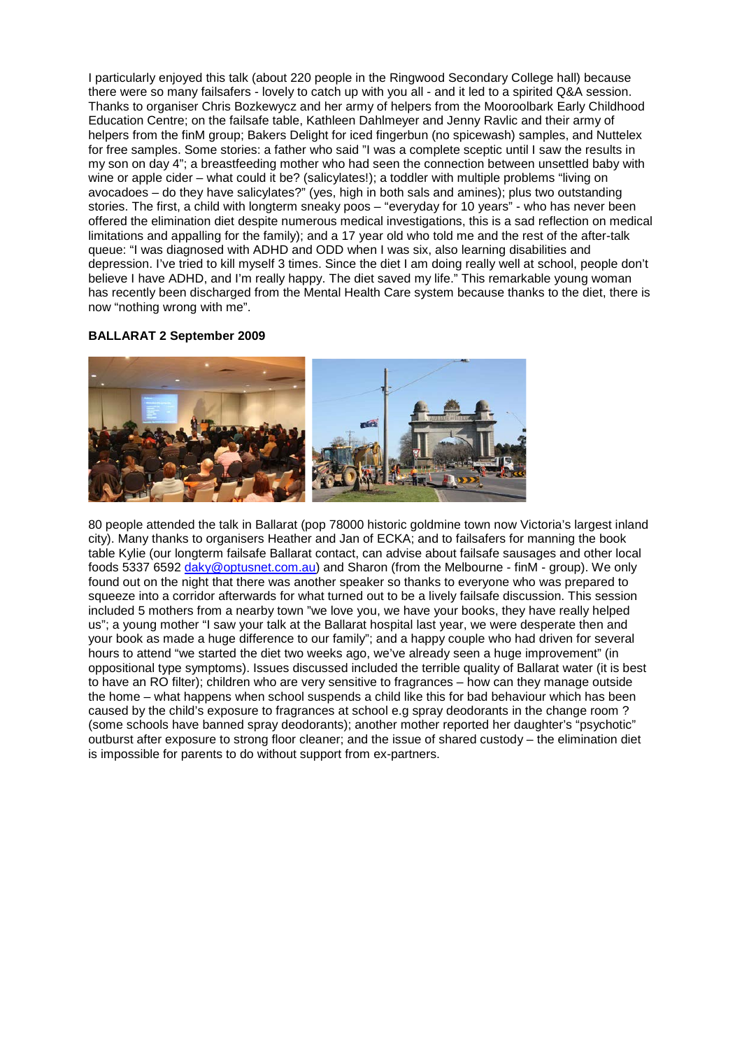I particularly enjoyed this talk (about 220 people in the Ringwood Secondary College hall) because there were so many failsafers - lovely to catch up with you all - and it led to a spirited Q&A session. Thanks to organiser Chris Bozkewycz and her army of helpers from the Mooroolbark Early Childhood Education Centre; on the failsafe table, Kathleen Dahlmeyer and Jenny Ravlic and their army of helpers from the finM group; Bakers Delight for iced fingerbun (no spicewash) samples, and Nuttelex for free samples. Some stories: a father who said "I was a complete sceptic until I saw the results in my son on day 4"; a breastfeeding mother who had seen the connection between unsettled baby with wine or apple cider – what could it be? (salicylates!); a toddler with multiple problems "living on avocadoes – do they have salicylates?" (yes, high in both sals and amines); plus two outstanding stories. The first, a child with longterm sneaky poos – "everyday for 10 years" - who has never been offered the elimination diet despite numerous medical investigations, this is a sad reflection on medical limitations and appalling for the family); and a 17 year old who told me and the rest of the after-talk queue: "I was diagnosed with ADHD and ODD when I was six, also learning disabilities and depression. I've tried to kill myself 3 times. Since the diet I am doing really well at school, people don't believe I have ADHD, and I'm really happy. The diet saved my life." This remarkable young woman has recently been discharged from the Mental Health Care system because thanks to the diet, there is now "nothing wrong with me".

**BALLARAT 2 September 2009**

80 people attended the talk in Ballarat (pop 78000 historic goldmine town now Victoria's largest inland city). Many thanks to organisers Heather and Jan of ECKA; and to failsafers for manning the book table Kylie (our longterm failsafe Ballarat contact, can advise about failsafe sausages and other local foods 5337 6592 daky@optusnet.com.au) and Sharon (from the Melbourne - finM - group). We only found out on the night that there was another speaker so thanks to everyone who was prepared to squeeze into a corridor afterwards for what turned out to be a lively failsafe discussion. This session included 5 mothers from a nearby town "we love you, we have your books, they have really helped us"; a young mother "I saw your talk at the Ballarat hospital last year, we were desperate then and your book as made a huge difference to our family"; and a happy couple who had driven for several hours to attend "we started the diet two weeks ago, we've already seen a huge improvement" (in oppositional type symptoms). Issues discussed included the terrible quality of Ballarat water (it is best to have an RO filter); children who are very sensitive to fragrances – how can they manage outside the home – what happens when school suspends a child like this for bad behaviour which has been caused by the child's exposure to fragrances at school e.g spray deodorants in the change room ? (some schools have banned spray deodorants); another mother reported her daughter's "psychotic" outburst after exposure to strong floor cleaner; and the issue of shared custody – the elimination diet is impossible for parents to do without support from ex-partners.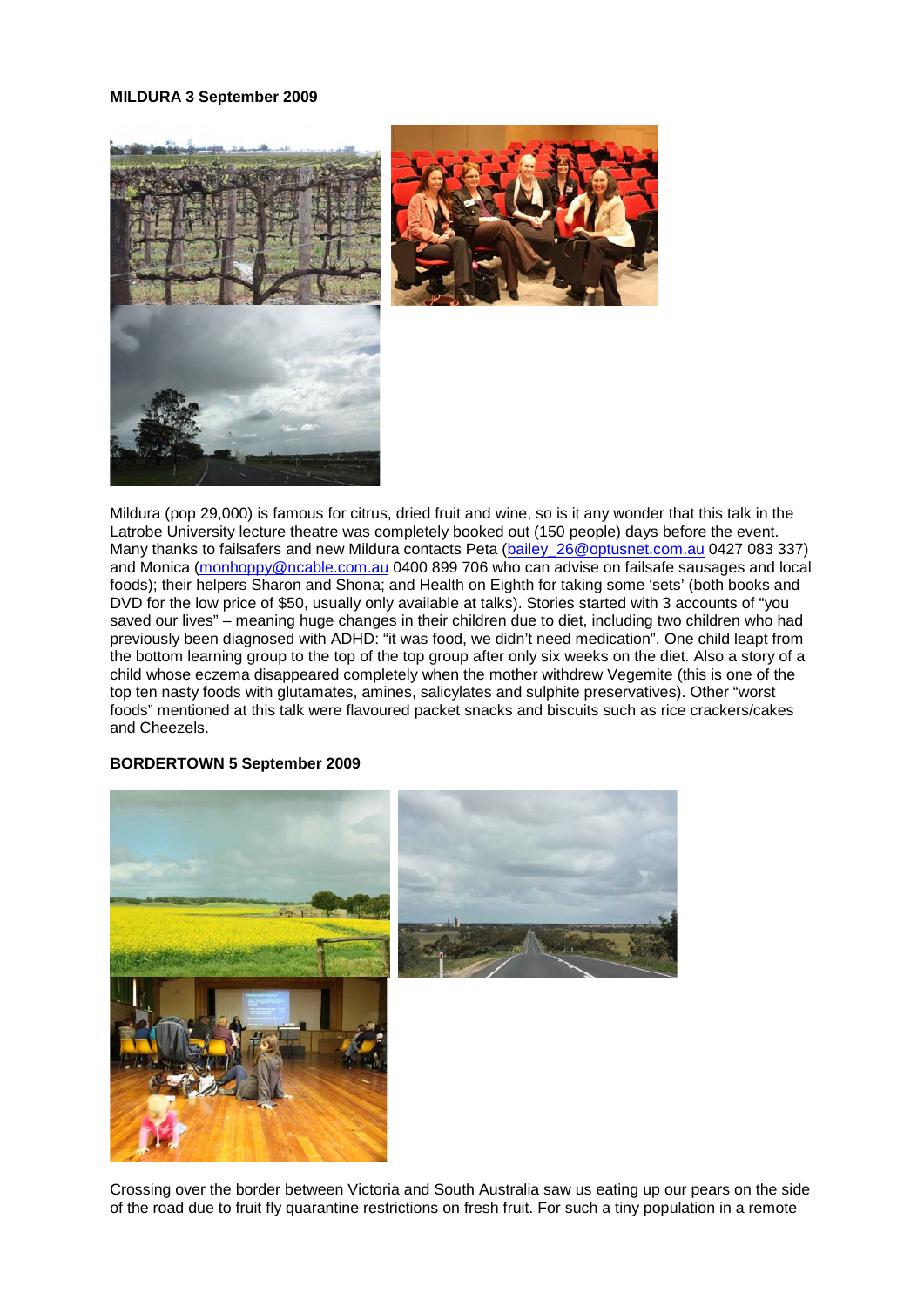**MILDURA 3 September 2009**

Mildura (pop 29,000) is famous for citrus, dried fruit and wine, so is it any wonder that this talk in the Latrobe University lecture theatre was completely booked out (150 people) days before the event. Many thanks to failsafers and new Mildura contacts Peta (bailey_26@optusnet.com.au 0427 083 337) and Monica (monhoppy@ncable.com.au 0400 899 706 who can advise on failsafe sausages and local foods); their helpers Sharon and Shona; and Health on Eighth for taking some 'sets' (both books and DVD for the low price of $50, usually only available at talks). Stories started with 3 accounts of "you saved our lives" – meaning huge changes in their children due to diet, including two children who had previously been diagnosed with ADHD: "it was food, we didn't need medication". One child leapt from the bottom learning group to the top of the top group after only six weeks on the diet. Also a story of a child whose eczema disappeared completely when the mother withdrew Vegemite (this is one of the top ten nasty foods with glutamates, amines, salicylates and sulphite preservatives). Other "worst foods" mentioned at this talk were flavoured packet snacks and biscuits such as rice crackers/cakes and Cheezels.

**BORDERTOWN 5 September 2009**

Crossing over the border between Victoria and South Australia saw us eating up our pears on the side of the road due to fruit fly quarantine restrictions on fresh fruit. For such a tiny population in a remote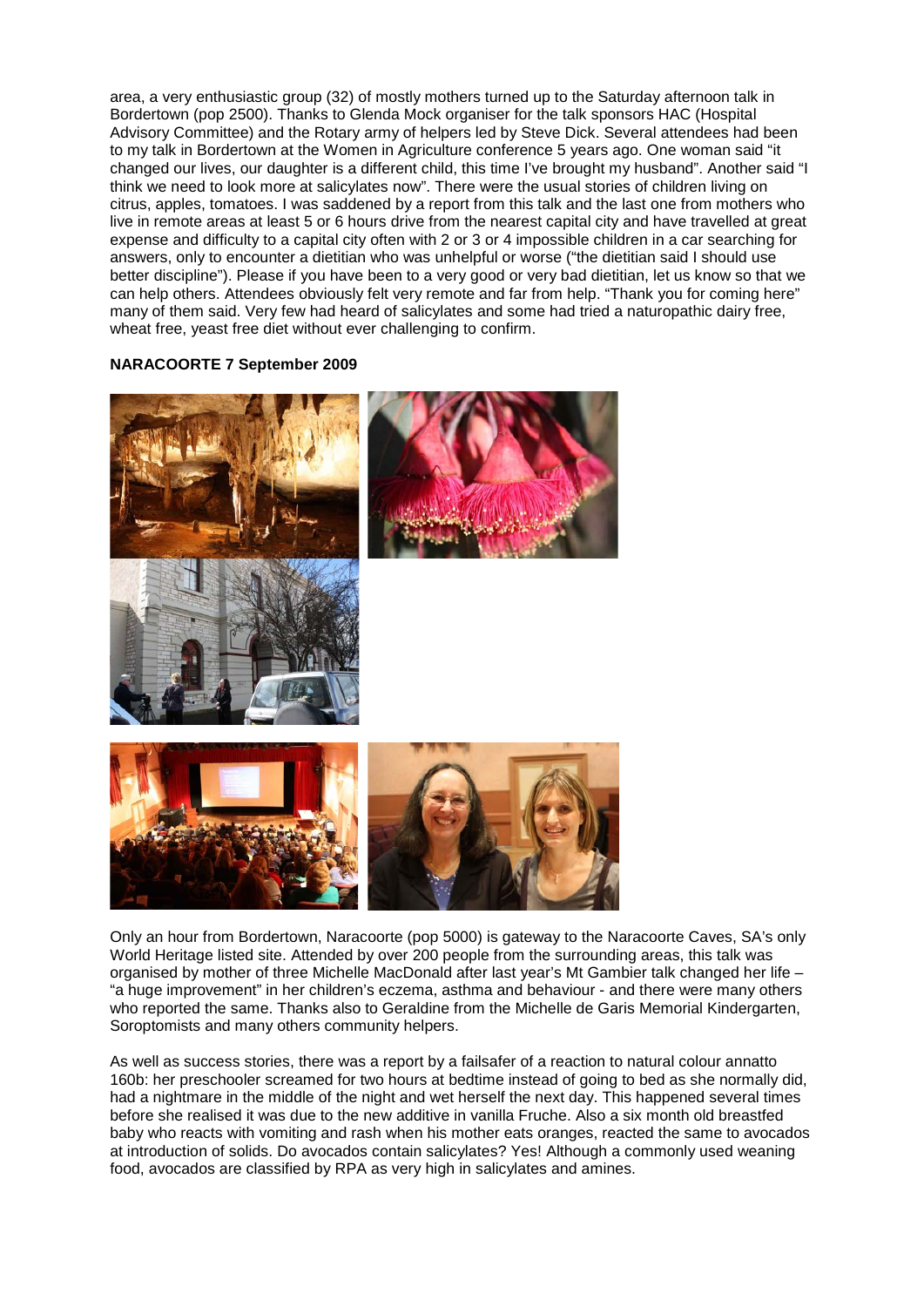area, a very enthusiastic group (32) of mostly mothers turned up to the Saturday afternoon talk in Bordertown (pop 2500). Thanks to Glenda Mock organiser for the talk sponsors HAC (Hospital Advisory Committee) and the Rotary army of helpers led by Steve Dick. Several attendees had been to my talk in Bordertown at the Women in Agriculture conference 5 years ago. One woman said "it changed our lives, our daughter is a different child, this time I've brought my husband". Another said "I think we need to look more at salicylates now". There were the usual stories of children living on citrus, apples, tomatoes. I was saddened by a report from this talk and the last one from mothers who live in remote areas at least 5 or 6 hours drive from the nearest capital city and have travelled at great expense and difficulty to a capital city often with 2 or 3 or 4 impossible children in a car searching for answers, only to encounter a dietitian who was unhelpful or worse ("the dietitian said I should use better discipline"). Please if you have been to a very good or very bad dietitian, let us know so that we can help others. Attendees obviously felt very remote and far from help. "Thank you for coming here" many of them said. Very few had heard of salicylates and some had tried a naturopathic dairy free, wheat free, yeast free diet without ever challenging to confirm.

**NARACOORTE 7 September 2009**

Only an hour from Bordertown, Naracoorte (pop 5000) is gateway to the Naracoorte Caves, SA's only World Heritage listed site. Attended by over 200 people from the surrounding areas, this talk was organised by mother of three Michelle MacDonald after last year's Mt Gambier talk changed her life – "a huge improvement" in her children's eczema, asthma and behaviour - and there were many others who reported the same. Thanks also to Geraldine from the Michelle de Garis Memorial Kindergarten, Soroptomists and many others community helpers.

As well as success stories, there was a report by a failsafer of a reaction to natural colour annatto 160b: her preschooler screamed for two hours at bedtime instead of going to bed as she normally did, had a nightmare in the middle of the night and wet herself the next day. This happened several times before she realised it was due to the new additive in vanilla Fruche. Also a six month old breastfed baby who reacts with vomiting and rash when his mother eats oranges, reacted the same to avocados at introduction of solids. Do avocados contain salicylates? Yes! Although a commonly used weaning food, avocados are classified by RPA as very high in salicylates and amines.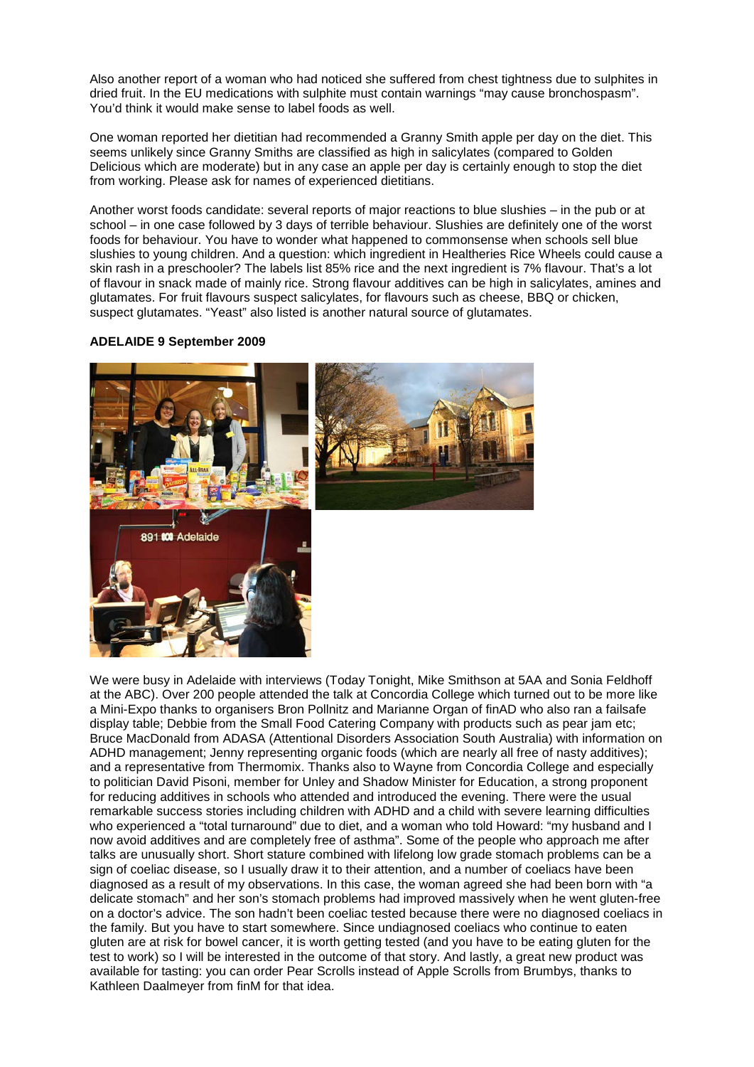Also another report of a woman who had noticed she suffered from chest tightness due to sulphites in dried fruit. In the EU medications with sulphite must contain warnings "may cause bronchospasm". You'd think it would make sense to label foods as well.

One woman reported her dietitian had recommended a Granny Smith apple per day on the diet. This seems unlikely since Granny Smiths are classified as high in salicylates (compared to Golden Delicious which are moderate) but in any case an apple per day is certainly enough to stop the diet from working. Please ask for names of experienced dietitians.

Another worst foods candidate: several reports of major reactions to blue slushies – in the pub or at school – in one case followed by 3 days of terrible behaviour. Slushies are definitely one of the worst foods for behaviour. You have to wonder what happened to commonsense when schools sell blue slushies to young children. And a question: which ingredient in Healtheries Rice Wheels could cause a skin rash in a preschooler? The labels list 85% rice and the next ingredient is 7% flavour. That's a lot of flavour in snack made of mainly rice. Strong flavour additives can be high in salicylates, amines and glutamates. For fruit flavours suspect salicylates, for flavours such as cheese, BBQ or chicken, suspect glutamates. "Yeast" also listed is another natural source of glutamates.

**ADELAIDE 9 September 2009**

We were busy in Adelaide with interviews (Today Tonight, Mike Smithson at 5AA and Sonia Feldhoff at the ABC). Over 200 people attended the talk at Concordia College which turned out to be more like a Mini-Expo thanks to organisers Bron Pollnitz and Marianne Organ of finAD who also ran a failsafe display table; Debbie from the Small Food Catering Company with products such as pear jam etc; Bruce MacDonald from ADASA (Attentional Disorders Association South Australia) with information on ADHD management; Jenny representing organic foods (which are nearly all free of nasty additives); and a representative from Thermomix. Thanks also to Wayne from Concordia College and especially to politician David Pisoni, member for Unley and Shadow Minister for Education, a strong proponent for reducing additives in schools who attended and introduced the evening. There were the usual remarkable success stories including children with ADHD and a child with severe learning difficulties who experienced a "total turnaround" due to diet, and a woman who told Howard: "my husband and I now avoid additives and are completely free of asthma". Some of the people who approach me after talks are unusually short. Short stature combined with lifelong low grade stomach problems can be a sign of coeliac disease, so I usually draw it to their attention, and a number of coeliacs have been diagnosed as a result of my observations. In this case, the woman agreed she had been born with "a delicate stomach" and her son's stomach problems had improved massively when he went gluten-free on a doctor's advice. The son hadn't been coeliac tested because there were no diagnosed coeliacs in the family. But you have to start somewhere. Since undiagnosed coeliacs who continue to eaten gluten are at risk for bowel cancer, it is worth getting tested (and you have to be eating gluten for the test to work) so I will be interested in the outcome of that story. And lastly, a great new product was available for tasting: you can order Pear Scrolls instead of Apple Scrolls from Brumbys, thanks to Kathleen Daalmeyer from finM for that idea.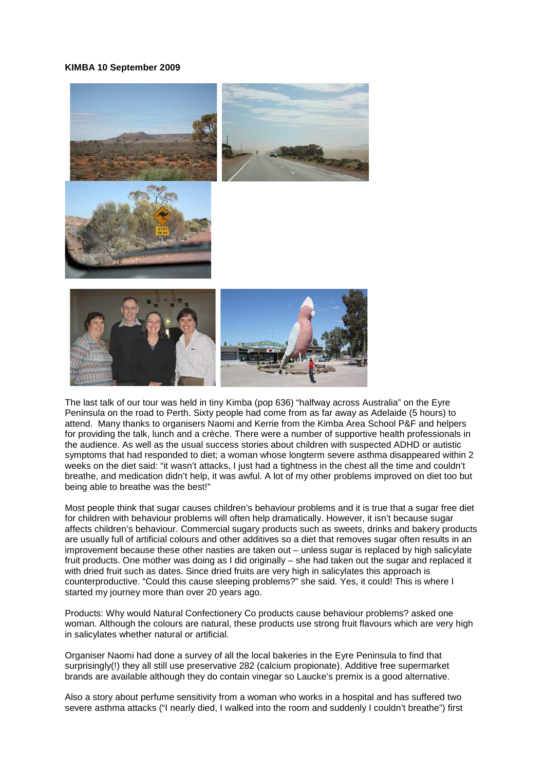**KIMBA 10 September 2009**

The last talk of our tour was held in tiny Kimba (pop 636) "halfway across Australia" on the Eyre Peninsula on the road to Perth. Sixty people had come from as far away as Adelaide (5 hours) to attend. Many thanks to organisers Naomi and Kerrie from the Kimba Area School P&F and helpers for providing the talk, lunch and a crèche. There were a number of supportive health professionals in the audience. As well as the usual success stories about children with suspected ADHD or autistic symptoms that had responded to diet; a woman whose longterm severe asthma disappeared within 2 weeks on the diet said: "it wasn't attacks, I just had a tightness in the chest all the time and couldn't breathe, and medication didn't help, it was awful. A lot of my other problems improved on diet too but being able to breathe was the best!"

Most people think that sugar causes children's behaviour problems and it is true that a sugar free diet for children with behaviour problems will often help dramatically. However, it isn't because sugar affects children's behaviour. Commercial sugary products such as sweets, drinks and bakery products are usually full of artificial colours and other additives so a diet that removes sugar often results in an improvement because these other nasties are taken out – unless sugar is replaced by high salicylate fruit products. One mother was doing as I did originally – she had taken out the sugar and replaced it with dried fruit such as dates. Since dried fruits are very high in salicylates this approach is counterproductive. "Could this cause sleeping problems?" she said. Yes, it could! This is where I started my journey more than over 20 years ago.

Products: Why would Natural Confectionery Co products cause behaviour problems? asked one woman. Although the colours are natural, these products use strong fruit flavours which are very high in salicylates whether natural or artificial.

Organiser Naomi had done a survey of all the local bakeries in the Eyre Peninsula to find that surprisingly(!) they all still use preservative 282 (calcium propionate). Additive free supermarket brands are available although they do contain vinegar so Laucke's premix is a good alternative.

Also a story about perfume sensitivity from a woman who works in a hospital and has suffered two severe asthma attacks ("I nearly died, I walked into the room and suddenly I couldn't breathe") first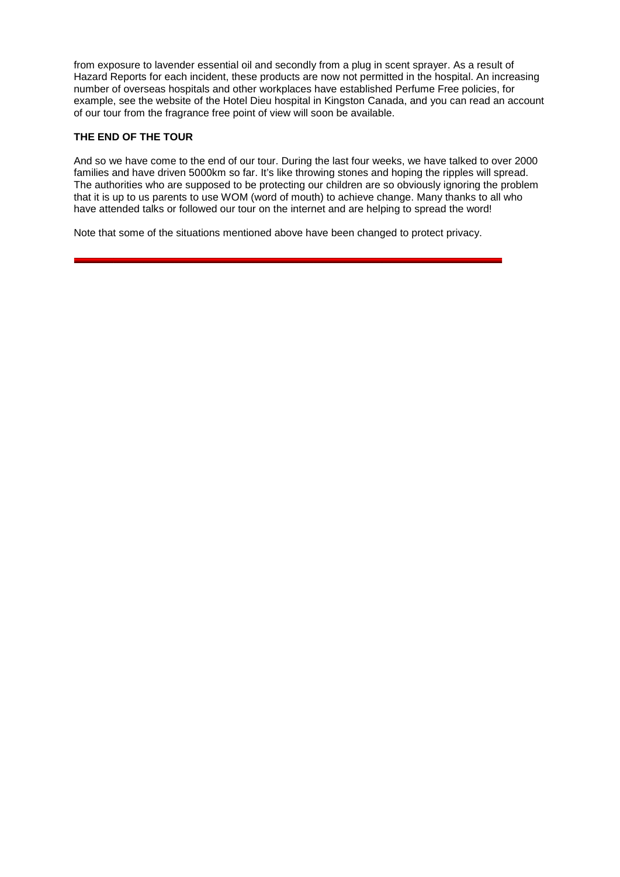from exposure to lavender essential oil and secondly from a plug in scent sprayer. As a result of Hazard Reports for each incident, these products are now not permitted in the hospital. An increasing number of overseas hospitals and other workplaces have established Perfume Free policies, for example, see the website of the Hotel Dieu hospital in Kingston Canada, and you can read an account of our tour from the fragrance free point of view will soon be available.

**THE END OF THE TOUR**

And so we have come to the end of our tour. During the last four weeks, we have talked to over 2000 families and have driven 5000km so far. It's like throwing stones and hoping the ripples will spread. The authorities who are supposed to be protecting our children are so obviously ignoring the problem that it is up to us parents to use WOM (word of mouth) to achieve change. Many thanks to all who have attended talks or followed our tour on the internet and are helping to spread the word!

Note that some of the situations mentioned above have been changed to protect privacy.